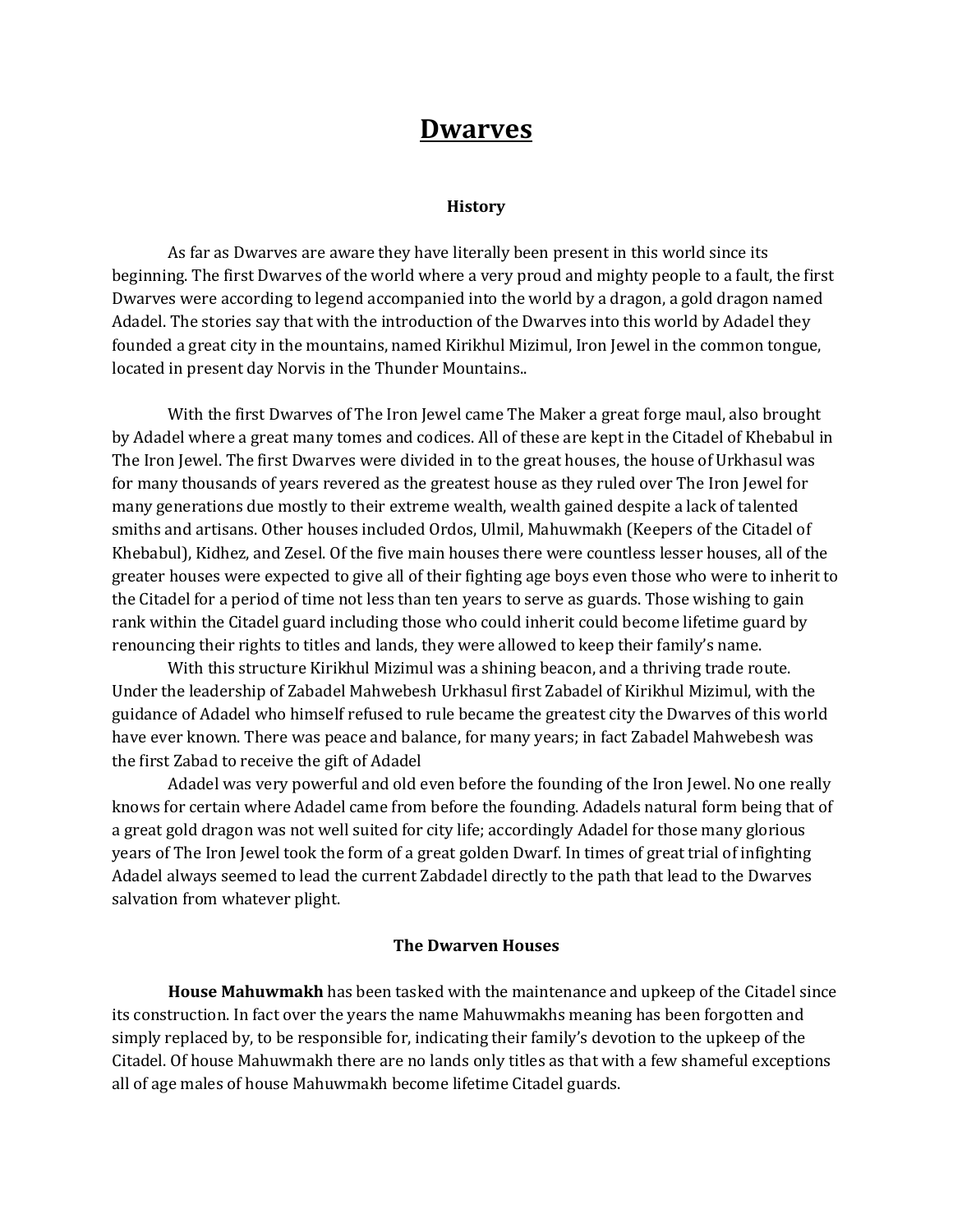# Dwarves

### History

As far as Dwarves are aware they have literally been present in this world since its beginning. The first Dwarves of the world where a very proud and mighty people to a fault, the first Dwarves were according to legend accompanied into the world by a dragon, a gold dragon named Adadel. The stories say that with the introduction of the Dwarves into this world by Adadel they founded a great city in the mountains, named Kirikhul Mizimul, Iron Jewel in the common tongue, located in present day Norvis in the Thunder Mountains..

With the first Dwarves of The Iron Jewel came The Maker a great forge maul, also brought by Adadel where a great many tomes and codices. All of these are kept in the Citadel of Khebabul in The Iron Jewel. The first Dwarves were divided in to the great houses, the house of Urkhasul was for many thousands of years revered as the greatest house as they ruled over The Iron Jewel for many generations due mostly to their extreme wealth, wealth gained despite a lack of talented smiths and artisans. Other houses included Ordos, Ulmil, Mahuwmakh (Keepers of the Citadel of Khebabul), Kidhez, and Zesel. Of the five main houses there were countless lesser houses, all of the greater houses were expected to give all of their fighting age boys even those who were to inherit to the Citadel for a period of time not less than ten years to serve as guards. Those wishing to gain rank within the Citadel guard including those who could inherit could become lifetime guard by renouncing their rights to titles and lands, they were allowed to keep their family's name.

With this structure Kirikhul Mizimul was a shining beacon, and a thriving trade route. Under the leadership of Zabadel Mahwebesh Urkhasul first Zabadel of Kirikhul Mizimul, with the guidance of Adadel who himself refused to rule became the greatest city the Dwarves of this world have ever known. There was peace and balance, for many years; in fact Zabadel Mahwebesh was the first Zabad to receive the gift of Adadel

Adadel was very powerful and old even before the founding of the Iron Jewel. No one really knows for certain where Adadel came from before the founding. Adadels natural form being that of a great gold dragon was not well suited for city life; accordingly Adadel for those many glorious years of The Iron Jewel took the form of a great golden Dwarf. In times of great trial of infighting Adadel always seemed to lead the current Zabdadel directly to the path that lead to the Dwarves salvation from whatever plight.

### The Dwarven Houses

**House Mahuwmakh** has been tasked with the maintenance and upkeep of the Citadel since its construction. In fact over the years the name Mahuwmakhs meaning has been forgotten and simply replaced by, to be responsible for, indicating their family's devotion to the upkeep of the Citadel. Of house Mahuwmakh there are no lands only titles as that with a few shameful exceptions all of age males of house Mahuwmakh become lifetime Citadel guards.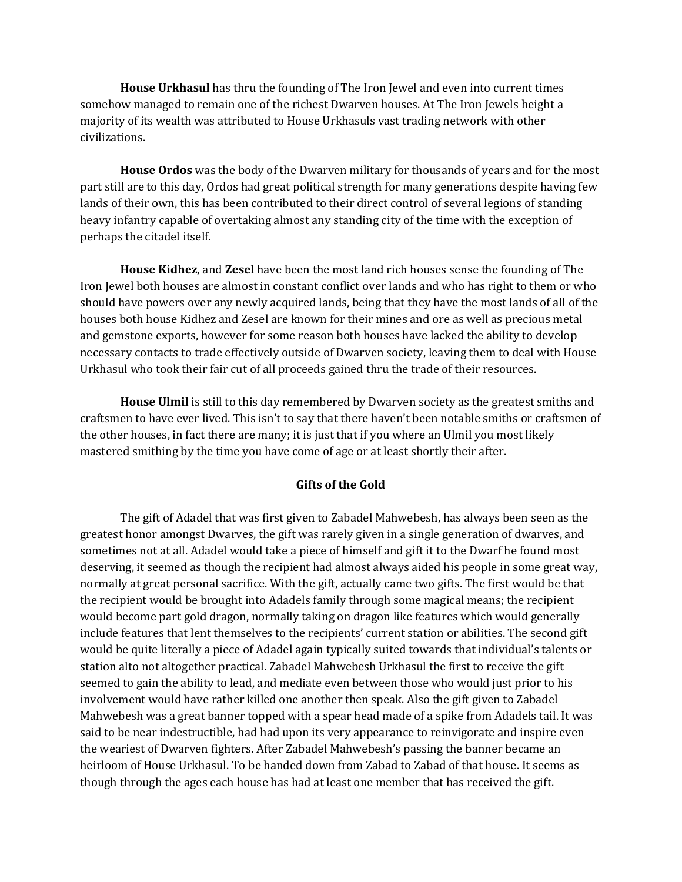**House Urkhasul** has thru the founding of The Iron Jewel and even into current times somehow managed to remain one of the richest Dwarven houses. At The Iron Jewels height a majority of its wealth was attributed to House Urkhasuls vast trading network with other civilizations.

**House Ordos** was the body of the Dwarven military for thousands of years and for the most part still are to this day, Ordos had great political strength for many generations despite having few lands of their own, this has been contributed to their direct control of several legions of standing heavy infantry capable of overtaking almost any standing city of the time with the exception of perhaps the citadel itself.

**House Kidhez**, and **Zesel** have been the most land rich houses sense the founding of The Iron Jewel both houses are almost in constant conflict over lands and who has right to them or who should have powers over any newly acquired lands, being that they have the most lands of all of the houses both house Kidhez and Zesel are known for their mines and ore as well as precious metal and gemstone exports, however for some reason both houses have lacked the ability to develop necessary contacts to trade effectively outside of Dwarven society, leaving them to deal with House Urkhasul who took their fair cut of all proceeds gained thru the trade of their resources.

**House Ulmil** is still to this day remembered by Dwarven society as the greatest smiths and craftsmen to have ever lived. This isn't to say that there haven't been notable smiths or craftsmen of the other houses, in fact there are many; it is just that if you where an Ulmil you most likely mastered smithing by the time you have come of age or at least shortly their after.

**Gifts of the Gold**

The gift of Adadel that was first given to Zabadel Mahwebesh, has always been seen as the greatest honor amongst Dwarves, the gift was rarely given in a single generation of dwarves, and sometimes not at all. Adadel would take a piece of himself and gift it to the Dwarf he found most deserving, it seemed as though the recipient had almost always aided his people in some great way, normally at great personal sacrifice. With the gift, actually came two gifts. The first would be that the recipient would be brought into Adadels family through some magical means; the recipient would become part gold dragon, normally taking on dragon like features which would generally include features that lent themselves to the recipients' current station or abilities. The second gift would be quite literally a piece of Adadel again typically suited towards that individual's talents or station alto not altogether practical. Zabadel Mahwebesh Urkhasul the first to receive the gift seemed to gain the ability to lead, and mediate even between those who would just prior to his involvement would have rather killed one another then speak. Also the gift given to Zabadel Mahwebesh was a great banner topped with a spear head made of a spike from Adadels tail. It was said to be near indestructible, had had upon its very appearance to reinvigorate and inspire even the weariest of Dwarven fighters. After Zabadel Mahwebesh's passing the banner became an heirloom of House Urkhasul. To be handed down from Zabad to Zabad of that house. It seems as though through the ages each house has had at least one member that has received the gift.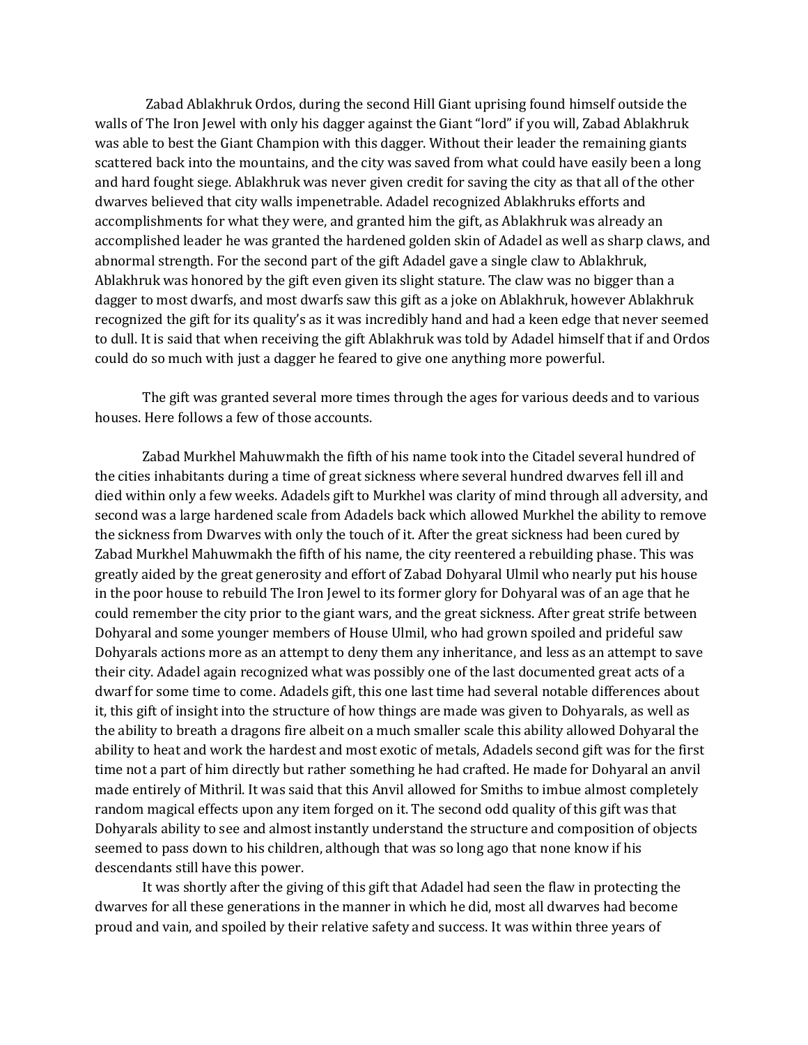Zabad Ablakhruk Ordos, during the second Hill Giant uprising found himself outside the walls of The Iron Jewel with only his dagger against the Giant "lord" if you will, Zabad Ablakhruk was able to best the Giant Champion with this dagger. Without their leader the remaining giants scattered back into the mountains, and the city was saved from what could have easily been a long and hard fought siege. Ablakhruk was never given credit for saving the city as that all of the other dwarves believed that city walls impenetrable. Adadel recognized Ablakhruks efforts and accomplishments for what they were, and granted him the gift, as Ablakhruk was already an accomplished leader he was granted the hardened golden skin of Adadel as well as sharp claws, and abnormal strength. For the second part of the gift Adadel gave a single claw to Ablakhruk, Ablakhruk was honored by the gift even given its slight stature. The claw was no bigger than a dagger to most dwarfs, and most dwarfs saw this gift as a joke on Ablakhruk, however Ablakhruk recognized the gift for its quality's as it was incredibly hand and had a keen edge that never seemed to dull. It is said that when receiving the gift Ablakhruk was told by Adadel himself that if and Ordos could do so much with just a dagger he feared to give one anything more powerful.

The gift was granted several more times through the ages for various deeds and to various houses. Here follows a few of those accounts.

Zabad Murkhel Mahuwmakh the fifth of his name took into the Citadel several hundred of the cities inhabitants during a time of great sickness where several hundred dwarves fell ill and died within only a few weeks. Adadels gift to Murkhel was clarity of mind through all adversity, and second was a large hardened scale from Adadels back which allowed Murkhel the ability to remove the sickness from Dwarves with only the touch of it. After the great sickness had been cured by Zabad Murkhel Mahuwmakh the fifth of his name, the city reentered a rebuilding phase. This was greatly aided by the great generosity and effort of Zabad Dohyaral Ulmil who nearly put his house in the poor house to rebuild The Iron Jewel to its former glory for Dohyaral was of an age that he could remember the city prior to the giant wars, and the great sickness. After great strife between Dohyaral and some younger members of House Ulmil, who had grown spoiled and prideful saw Dohyarals actions more as an attempt to deny them any inheritance, and less as an attempt to save their city. Adadel again recognized what was possibly one of the last documented great acts of a dwarf for some time to come. Adadels gift, this one last time had several notable differences about it, this gift of insight into the structure of how things are made was given to Dohyarals, as well as the ability to breath a dragons fire albeit on a much smaller scale this ability allowed Dohyaral the ability to heat and work the hardest and most exotic of metals, Adadels second gift was for the first time not a part of him directly but rather something he had crafted. He made for Dohyaral an anvil made entirely of Mithril. It was said that this Anvil allowed for Smiths to imbue almost completely random magical effects upon any item forged on it. The second odd quality of this gift was that Dohyarals ability to see and almost instantly understand the structure and composition of objects seemed to pass down to his children, although that was so long ago that none know if his descendants still have this power.

It was shortly after the giving of this gift that Adadel had seen the flaw in protecting the dwarves for all these generations in the manner in which he did, most all dwarves had become proud and vain, and spoiled by their relative safety and success. It was within three years of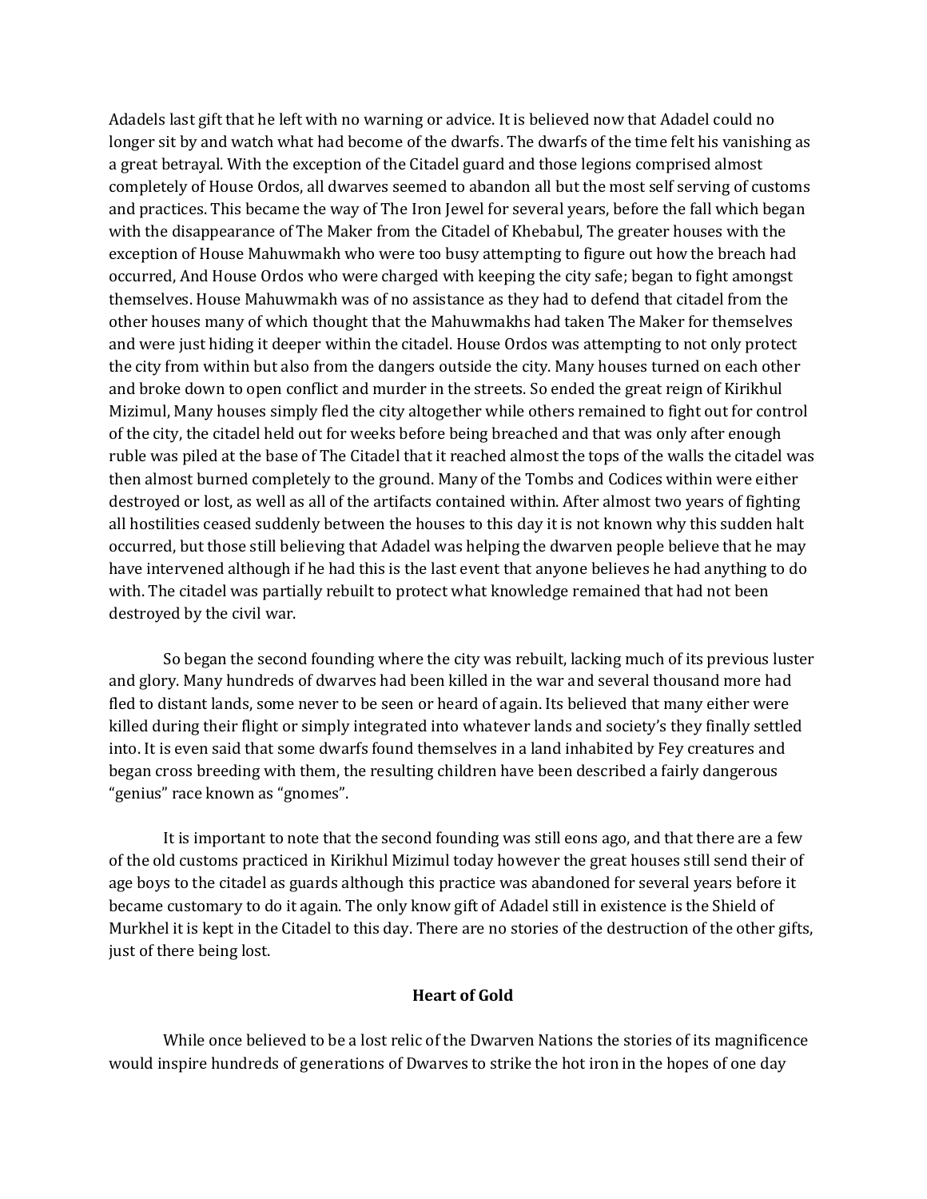Adadels last gift that he left with no warning or advice. It is believed now that Adadel could no longer sit by and watch what had become of the dwarfs. The dwarfs of the time felt his vanishing as a great betrayal. With the exception of the Citadel guard and those legions comprised almost completely of House Ordos, all dwarves seemed to abandon all but the most self serving of customs and practices. This became the way of The Iron Jewel for several years, before the fall which began with the disappearance of The Maker from the Citadel of Khebabul, The greater houses with the exception of House Mahuwmakh who were too busy attempting to figure out how the breach had occurred, And House Ordos who were charged with keeping the city safe; began to fight amongst themselves. House Mahuwmakh was of no assistance as they had to defend that citadel from the other houses many of which thought that the Mahuwmakhs had taken The Maker for themselves and were just hiding it deeper within the citadel. House Ordos was attempting to not only protect the city from within but also from the dangers outside the city. Many houses turned on each other and broke down to open conflict and murder in the streets. So ended the great reign of Kirikhul Mizimul, Many houses simply fled the city altogether while others remained to fight out for control of the city, the citadel held out for weeks before being breached and that was only after enough ruble was piled at the base of The Citadel that it reached almost the tops of the walls the citadel was then almost burned completely to the ground. Many of the Tombs and Codices within were either destroyed or lost, as well as all of the artifacts contained within. After almost two years of fighting all hostilities ceased suddenly between the houses to this day it is not known why this sudden halt occurred, but those still believing that Adadel was helping the dwarven people believe that he may have intervened although if he had this is the last event that anyone believes he had anything to do with. The citadel was partially rebuilt to protect what knowledge remained that had not been destroyed by the civil war.

So began the second founding where the city was rebuilt, lacking much of its previous luster and glory. Many hundreds of dwarves had been killed in the war and several thousand more had fled to distant lands, some never to be seen or heard of again. Its believed that many either were killed during their flight or simply integrated into whatever lands and society's they finally settled into. It is even said that some dwarfs found themselves in a land inhabited by Fey creatures and began cross breeding with them, the resulting children have been described a fairly dangerous "genius" race known as "gnomes".

It is important to note that the second founding was still eons ago, and that there are a few of the old customs practiced in Kirikhul Mizimul today however the great houses still send their of age boys to the citadel as guards although this practice was abandoned for several years before it became customary to do it again. The only know gift of Adadel still in existence is the Shield of Murkhel it is kept in the Citadel to this day. There are no stories of the destruction of the other gifts, just of there being lost.

## Heart of Gold

While once believed to be a lost relic of the Dwarven Nations the stories of its magnificence would inspire hundreds of generations of Dwarves to strike the hot iron in the hopes of one day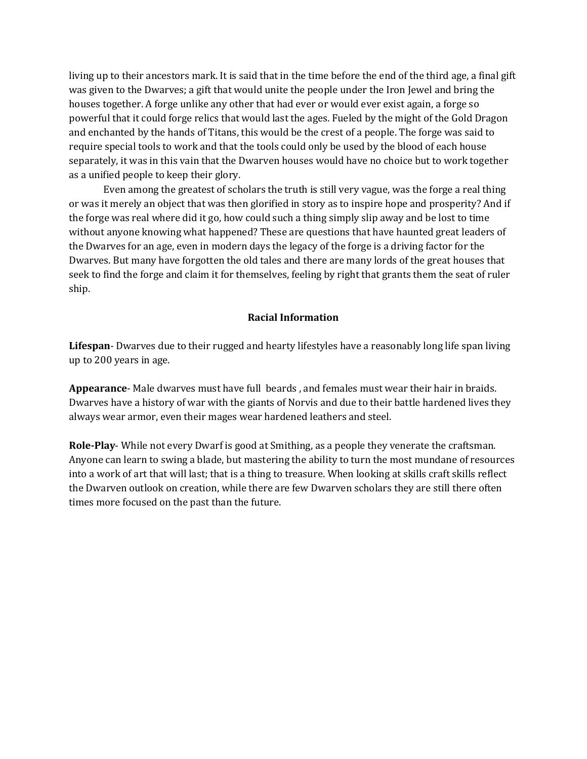living up to their ancestors mark. It is said that in the time before the end of the third age, a final gift was given to the Dwarves; a gift that would unite the people under the Iron Jewel and bring the houses together. A forge unlike any other that had ever or would ever exist again, a forge so powerful that it could forge relics that would last the ages. Fueled by the might of the Gold Dragon and enchanted by the hands of Titans, this would be the crest of a people. The forge was said to require special tools to work and that the tools could only be used by the blood of each house separately, it was in this vain that the Dwarven houses would have no choice but to work together as a unified people to keep their glory.

Even among the greatest of scholars the truth is still very vague, was the forge a real thing or was it merely an object that was then glorified in story as to inspire hope and prosperity? And if the forge was real where did it go, how could such a thing simply slip away and be lost to time without anyone knowing what happened? These are questions that have haunted great leaders of the Dwarves for an age, even in modern days the legacy of the forge is a driving factor for the Dwarves. But many have forgotten the old tales and there are many lords of the great houses that seek to find the forge and claim it for themselves, feeling by right that grants them the seat of ruler ship.

## Racial Information

**Lifespan**- Dwarves due to their rugged and hearty lifestyles have a reasonably long life span living up to 200 years in age.

**Appearance**- Male dwarves must have full beards , and females must wear their hair in braids. Dwarves have a history of war with the giants of Norvis and due to their battle hardened lives they always wear armor, even their mages wear hardened leathers and steel.

**Role-Play**- While not every Dwarf is good at Smithing, as a people they venerate the craftsman. Anyone can learn to swing a blade, but mastering the ability to turn the most mundane of resources into a work of art that will last; that is a thing to treasure. When looking at skills craft skills reflect the Dwarven outlook on creation, while there are few Dwarven scholars they are still there often times more focused on the past than the future.